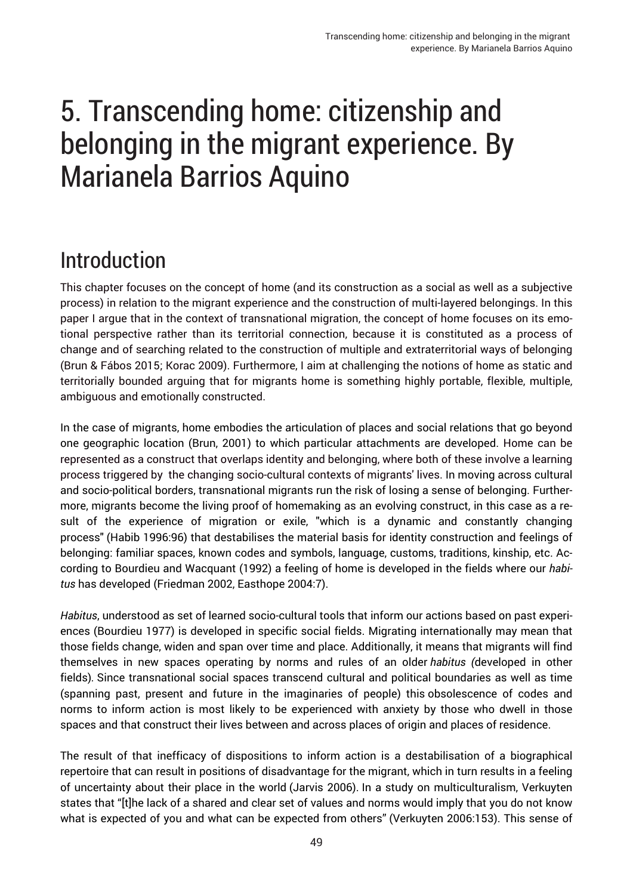# 5. Transcending home: citizenship and belonging in the migrant experience. By Marianela Barrios Aquino

## Introduction

This chapter focuses on the concept of home (and its construction as a social as well as a subjective process) in relation to the migrant experience and the construction of multi-layered belongings. In this paper I argue that in the context of transnational migration, the concept of home focuses on its emotional perspective rather than its territorial connection, because it is constituted as a process of change and of searching related to the construction of multiple and extraterritorial ways of belonging (Brun & Fábos 2015; Korac 2009). Furthermore, I aim at challenging the notions of home as static and territorially bounded arguing that for migrants home is something highly portable, flexible, multiple, ambiguous and emotionally constructed.

In the case of migrants, home embodies the articulation of places and social relations that go beyond one geographic location (Brun, 2001) to which particular attachments are developed. Home can be represented as a construct that overlaps identity and belonging, where both of these involve a learning process triggered by the changing socio-cultural contexts of migrants' lives. In moving across cultural and socio-political borders, transnational migrants run the risk of losing a sense of belonging. Furthermore, migrants become the living proof of homemaking as an evolving construct, in this case as a result of the experience of migration or exile, "which is a dynamic and constantly changing process" (Habib 1996:96) that destabilises the material basis for identity construction and feelings of belonging: familiar spaces, known codes and symbols, language, customs, traditions, kinship, etc. According to Bourdieu and Wacquant (1992) a feeling of home is developed in the fields where our *habitus* has developed (Friedman 2002, Easthope 2004:7).

*Habitus*, understood as set of learned socio-cultural tools that inform our actions based on past experiences (Bourdieu 1977) is developed in specific social fields. Migrating internationally may mean that those fields change, widen and span over time and place. Additionally, it means that migrants will find themselves in new spaces operating by norms and rules of an older *habitus (*developed in other fields). Since transnational social spaces transcend cultural and political boundaries as well as time (spanning past, present and future in the imaginaries of people) this obsolescence of codes and norms to inform action is most likely to be experienced with anxiety by those who dwell in those spaces and that construct their lives between and across places of origin and places of residence.

The result of that inefficacy of dispositions to inform action is a destabilisation of a biographical repertoire that can result in positions of disadvantage for the migrant, which in turn results in a feeling of uncertainty about their place in the world (Jarvis 2006). In a study on multiculturalism, Verkuyten states that "[t]he lack of a shared and clear set of values and norms would imply that you do not know what is expected of you and what can be expected from others" (Verkuyten 2006:153). This sense of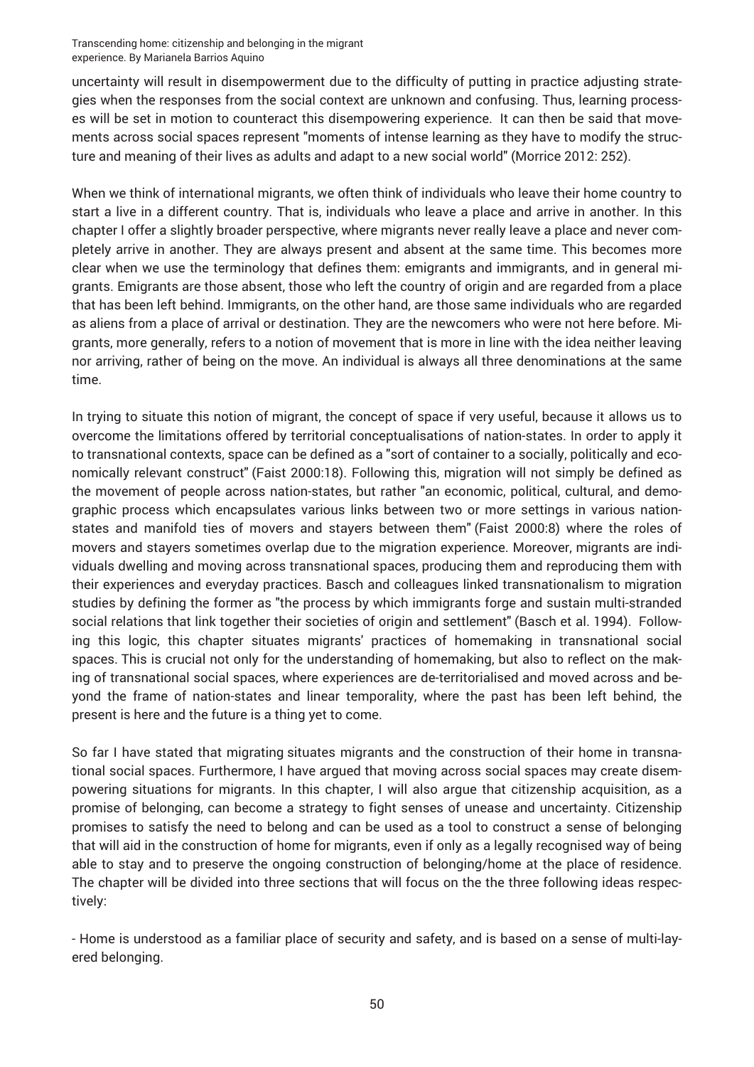uncertainty will result in disempowerment due to the difficulty of putting in practice adjusting strategies when the responses from the social context are unknown and confusing. Thus, learning processes will be set in motion to counteract this disempowering experience. It can then be said that movements across social spaces represent "moments of intense learning as they have to modify the structure and meaning of their lives as adults and adapt to a new social world" (Morrice 2012: 252).

When we think of international migrants, we often think of individuals who leave their home country to start a live in a different country. That is, individuals who leave a place and arrive in another. In this chapter I offer a slightly broader perspective, where migrants never really leave a place and never completely arrive in another. They are always present and absent at the same time. This becomes more clear when we use the terminology that defines them: emigrants and immigrants, and in general migrants. Emigrants are those absent, those who left the country of origin and are regarded from a place that has been left behind. Immigrants, on the other hand, are those same individuals who are regarded as aliens from a place of arrival or destination. They are the newcomers who were not here before. Migrants, more generally, refers to a notion of movement that is more in line with the idea neither leaving nor arriving, rather of being on the move. An individual is always all three denominations at the same time.

In trying to situate this notion of migrant, the concept of space if very useful, because it allows us to overcome the limitations offered by territorial conceptualisations of nation-states. In order to apply it to transnational contexts, space can be defined as a "sort of container to a socially, politically and economically relevant construct" (Faist 2000:18). Following this, migration will not simply be defined as the movement of people across nation-states, but rather "an economic, political, cultural, and demographic process which encapsulates various links between two or more settings in various nation-states and manifold ties of movers and stayers between them" (Faist 2000:8) where the roles of movers and stayers sometimes overlap due to the migration experience. Moreover, migrants are individuals dwelling and moving across transnational spaces, producing them and reproducing them with their experiences and everyday practices. Basch and colleagues linked transnationalism to migration studies by defining the former as "the process by which immigrants forge and sustain multi-stranded social relations that link together their societies of origin and settlement" (Basch et al. 1994). Following this logic, this chapter situates migrants' practices of homemaking in transnational social spaces. This is crucial not only for the understanding of homemaking, but also to reflect on the making of transnational social spaces, where experiences are de-territorialised and moved across and beyond the frame of nation-states and linear temporality, where the past has been left behind, the present is here and the future is a thing yet to come.

So far I have stated that migrating situates migrants and the construction of their home in transnational social spaces. Furthermore, I have argued that moving across social spaces may create disempowering situations for migrants. In this chapter, I will also argue that citizenship acquisition, as a promise of belonging, can become a strategy to fight senses of unease and uncertainty. Citizenship promises to satisfy the need to belong and can be used as a tool to construct a sense of belonging that will aid in the construction of home for migrants, even if only as a legally recognised way of being able to stay and to preserve the ongoing construction of belonging/home at the place of residence. The chapter will be divided into three sections that will focus on the the three following ideas respectively:

- Home is understood as a familiar place of security and safety, and is based on a sense of multi-layered belonging.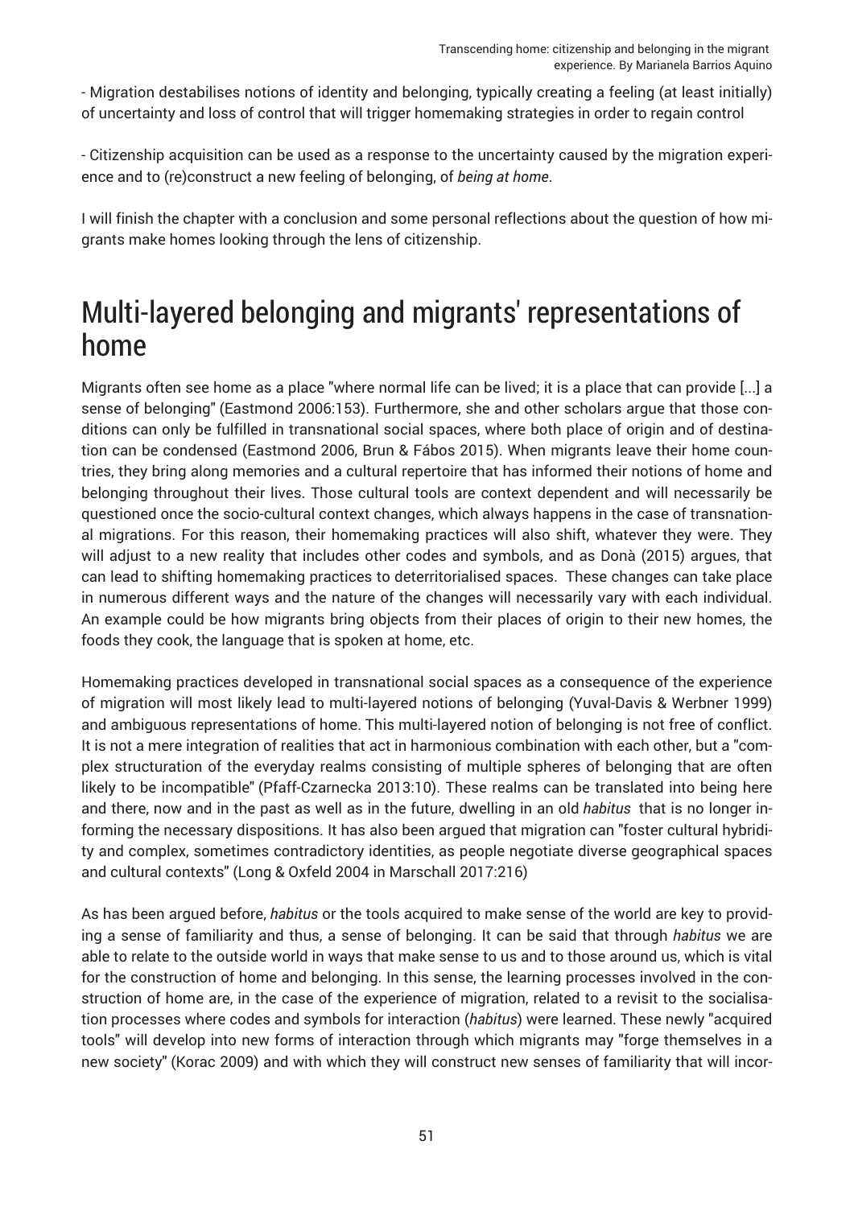- Migration destabilises notions of identity and belonging, typically creating a feeling (at least initially) of uncertainty and loss of control that will trigger homemaking strategies in order to regain control

- Citizenship acquisition can be used as a response to the uncertainty caused by the migration experience and to (re)construct a new feeling of belonging, of *being at home*.

I will finish the chapter with a conclusion and some personal reflections about the question of how migrants make homes looking through the lens of citizenship.

# Multi-layered belonging and migrants' representations of home

Migrants often see home as a place "where normal life can be lived; it is a place that can provide [...] a sense of belonging" (Eastmond 2006:153). Furthermore, she and other scholars argue that those conditions can only be fulfilled in transnational social spaces, where both place of origin and of destination can be condensed (Eastmond 2006, Brun & Fábos 2015). When migrants leave their home countries, they bring along memories and a cultural repertoire that has informed their notions of home and belonging throughout their lives. Those cultural tools are context dependent and will necessarily be questioned once the socio-cultural context changes, which always happens in the case of transnational migrations. For this reason, their homemaking practices will also shift, whatever they were. They will adjust to a new reality that includes other codes and symbols, and as Donà (2015) argues, that can lead to shifting homemaking practices to deterritorialised spaces. These changes can take place in numerous different ways and the nature of the changes will necessarily vary with each individual. An example could be how migrants bring objects from their places of origin to their new homes, the foods they cook, the language that is spoken at home, etc.

Homemaking practices developed in transnational social spaces as a consequence of the experience of migration will most likely lead to multi-layered notions of belonging (Yuval-Davis & Werbner 1999) and ambiguous representations of home. This multi-layered notion of belonging is not free of conflict. It is not a mere integration of realities that act in harmonious combination with each other, but a "complex structuration of the everyday realms consisting of multiple spheres of belonging that are often likely to be incompatible" (Pfaff-Czarnecka 2013:10). These realms can be translated into being here and there, now and in the past as well as in the future, dwelling in an old *habitus* that is no longer informing the necessary dispositions. It has also been argued that migration can "foster cultural hybridity and complex, sometimes contradictory identities, as people negotiate diverse geographical spaces and cultural contexts" (Long & Oxfeld 2004 in Marschall 2017:216)

As has been argued before, *habitus* or the tools acquired to make sense of the world are key to providing a sense of familiarity and thus, a sense of belonging. It can be said that through *habitus* we are able to relate to the outside world in ways that make sense to us and to those around us, which is vital for the construction of home and belonging. In this sense, the learning processes involved in the construction of home are, in the case of the experience of migration, related to a revisit to the socialisation processes where codes and symbols for interaction (*habitus*) were learned. These newly "acquired tools" will develop into new forms of interaction through which migrants may "forge themselves in a new society" (Korac 2009) and with which they will construct new senses of familiarity that will incor-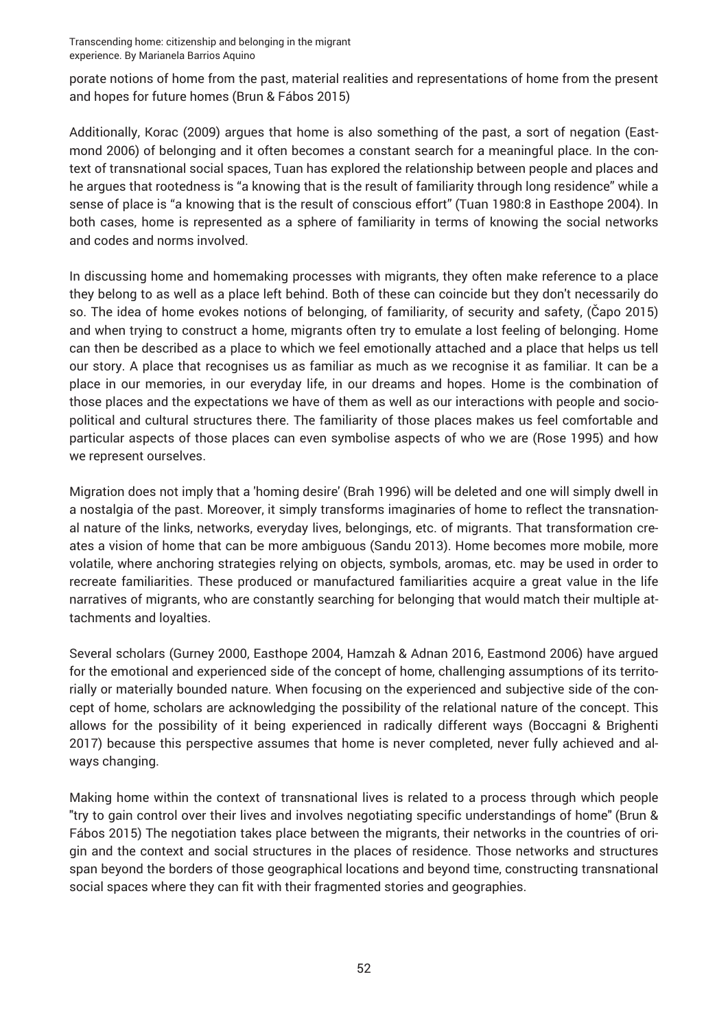porate notions of home from the past, material realities and representations of home from the present and hopes for future homes (Brun & Fábos 2015)

Additionally, Korac (2009) argues that home is also something of the past, a sort of negation (Eastmond 2006) of belonging and it often becomes a constant search for a meaningful place. In the context of transnational social spaces, Tuan has explored the relationship between people and places and he argues that rootedness is "a knowing that is the result of familiarity through long residence" while a sense of place is "a knowing that is the result of conscious effort" (Tuan 1980:8 in Easthope 2004). In both cases, home is represented as a sphere of familiarity in terms of knowing the social networks and codes and norms involved.

In discussing home and homemaking processes with migrants, they often make reference to a place they belong to as well as a place left behind. Both of these can coincide but they don't necessarily do so. The idea of home evokes notions of belonging, of familiarity, of security and safety, (Čapo 2015) and when trying to construct a home, migrants often try to emulate a lost feeling of belonging. Home can then be described as a place to which we feel emotionally attached and a place that helps us tell our story. A place that recognises us as familiar as much as we recognise it as familiar. It can be a place in our memories, in our everyday life, in our dreams and hopes. Home is the combination of those places and the expectations we have of them as well as our interactions with people and socio-political and cultural structures there. The familiarity of those places makes us feel comfortable and particular aspects of those places can even symbolise aspects of who we are (Rose 1995) and how we represent ourselves.

Migration does not imply that a 'homing desire' (Brah 1996) will be deleted and one will simply dwell in a nostalgia of the past. Moreover, it simply transforms imaginaries of home to reflect the transnational nature of the links, networks, everyday lives, belongings, etc. of migrants. That transformation creates a vision of home that can be more ambiguous (Sandu 2013). Home becomes more mobile, more volatile, where anchoring strategies relying on objects, symbols, aromas, etc. may be used in order to recreate familiarities. These produced or manufactured familiarities acquire a great value in the life narratives of migrants, who are constantly searching for belonging that would match their multiple attachments and loyalties.

Several scholars (Gurney 2000, Easthope 2004, Hamzah & Adnan 2016, Eastmond 2006) have argued for the emotional and experienced side of the concept of home, challenging assumptions of its territorially or materially bounded nature. When focusing on the experienced and subjective side of the concept of home, scholars are acknowledging the possibility of the relational nature of the concept. This allows for the possibility of it being experienced in radically different ways (Boccagni & Brighenti 2017) because this perspective assumes that home is never completed, never fully achieved and always changing.

Making home within the context of transnational lives is related to a process through which people "try to gain control over their lives and involves negotiating specific understandings of home" (Brun & Fábos 2015) The negotiation takes place between the migrants, their networks in the countries of origin and the context and social structures in the places of residence. Those networks and structures span beyond the borders of those geographical locations and beyond time, constructing transnational social spaces where they can fit with their fragmented stories and geographies.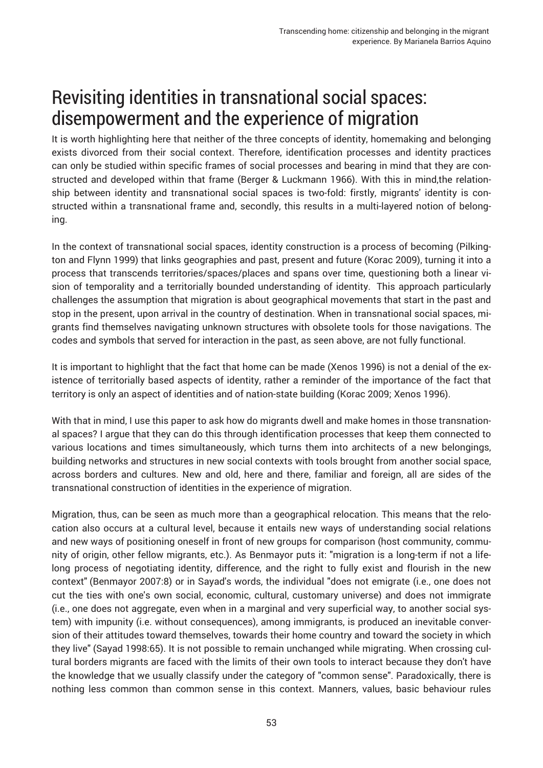# Revisiting identities in transnational social spaces: disempowerment and the experience of migration

It is worth highlighting here that neither of the three concepts of identity, homemaking and belonging exists divorced from their social context. Therefore, identification processes and identity practices can only be studied within specific frames of social processes and bearing in mind that they are constructed and developed within that frame (Berger & Luckmann 1966). With this in mind,the relationship between identity and transnational social spaces is two-fold: firstly, migrants' identity is constructed within a transnational frame and, secondly, this results in a multi-layered notion of belonging.

In the context of transnational social spaces, identity construction is a process of becoming (Pilkington and Flynn 1999) that links geographies and past, present and future (Korac 2009), turning it into a process that transcends territories/spaces/places and spans over time, questioning both a linear vision of temporality and a territorially bounded understanding of identity. This approach particularly challenges the assumption that migration is about geographical movements that start in the past and stop in the present, upon arrival in the country of destination. When in transnational social spaces, migrants find themselves navigating unknown structures with obsolete tools for those navigations. The codes and symbols that served for interaction in the past, as seen above, are not fully functional.

It is important to highlight that the fact that home can be made (Xenos 1996) is not a denial of the existence of territorially based aspects of identity, rather a reminder of the importance of the fact that territory is only an aspect of identities and of nation-state building (Korac 2009; Xenos 1996).

With that in mind, I use this paper to ask how do migrants dwell and make homes in those transnational spaces? I argue that they can do this through identification processes that keep them connected to various locations and times simultaneously, which turns them into architects of a new belongings, building networks and structures in new social contexts with tools brought from another social space, across borders and cultures. New and old, here and there, familiar and foreign, all are sides of the transnational construction of identities in the experience of migration.

Migration, thus, can be seen as much more than a geographical relocation. This means that the relocation also occurs at a cultural level, because it entails new ways of understanding social relations and new ways of positioning oneself in front of new groups for comparison (host community, community of origin, other fellow migrants, etc.). As Benmayor puts it: "migration is a long-term if not a lifelong process of negotiating identity, difference, and the right to fully exist and flourish in the new context" (Benmayor 2007:8) or in Sayad's words, the individual "does not emigrate (i.e., one does not cut the ties with one's own social, economic, cultural, customary universe) and does not immigrate (i.e., one does not aggregate, even when in a marginal and very superficial way, to another social system) with impunity (i.e. without consequences), among immigrants, is produced an inevitable conversion of their attitudes toward themselves, towards their home country and toward the society in which they live" (Sayad 1998:65). It is not possible to remain unchanged while migrating. When crossing cultural borders migrants are faced with the limits of their own tools to interact because they don't have the knowledge that we usually classify under the category of "common sense". Paradoxically, there is nothing less common than common sense in this context. Manners, values, basic behaviour rules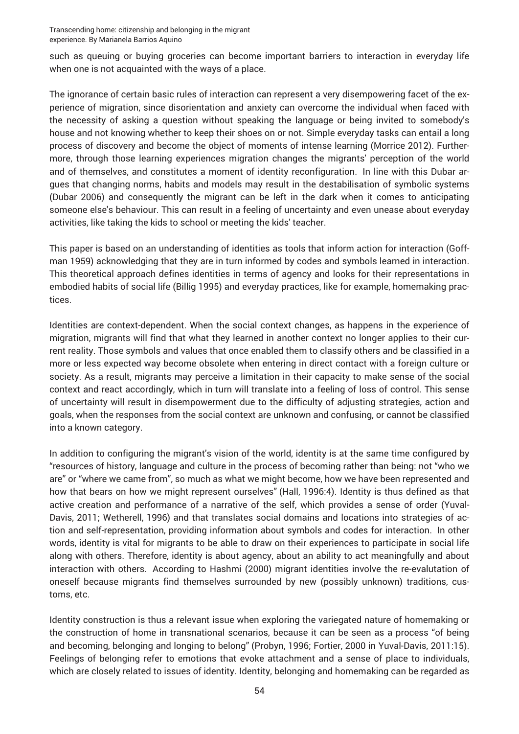such as queuing or buying groceries can become important barriers to interaction in everyday life when one is not acquainted with the ways of a place.

The ignorance of certain basic rules of interaction can represent a very disempowering facet of the experience of migration, since disorientation and anxiety can overcome the individual when faced with the necessity of asking a question without speaking the language or being invited to somebody's house and not knowing whether to keep their shoes on or not. Simple everyday tasks can entail a long process of discovery and become the object of moments of intense learning (Morrice 2012). Furthermore, through those learning experiences migration changes the migrants' perception of the world and of themselves, and constitutes a moment of identity reconfiguration. In line with this Dubar argues that changing norms, habits and models may result in the destabilisation of symbolic systems (Dubar 2006) and consequently the migrant can be left in the dark when it comes to anticipating someone else's behaviour. This can result in a feeling of uncertainty and even unease about everyday activities, like taking the kids to school or meeting the kids' teacher.

This paper is based on an understanding of identities as tools that inform action for interaction (Goffman 1959) acknowledging that they are in turn informed by codes and symbols learned in interaction. This theoretical approach defines identities in terms of agency and looks for their representations in embodied habits of social life (Billig 1995) and everyday practices, like for example, homemaking practices.

Identities are context-dependent. When the social context changes, as happens in the experience of migration, migrants will find that what they learned in another context no longer applies to their current reality. Those symbols and values that once enabled them to classify others and be classified in a more or less expected way become obsolete when entering in direct contact with a foreign culture or society. As a result, migrants may perceive a limitation in their capacity to make sense of the social context and react accordingly, which in turn will translate into a feeling of loss of control. This sense of uncertainty will result in disempowerment due to the difficulty of adjusting strategies, action and goals, when the responses from the social context are unknown and confusing, or cannot be classified into a known category.

In addition to configuring the migrant's vision of the world, identity is at the same time configured by "resources of history, language and culture in the process of becoming rather than being: not "who we are" or "where we came from", so much as what we might become, how we have been represented and how that bears on how we might represent ourselves" (Hall, 1996:4). Identity is thus defined as that active creation and performance of a narrative of the self, which provides a sense of order (Yuval-Davis, 2011; Wetherell, 1996) and that translates social domains and locations into strategies of action and self-representation, providing information about symbols and codes for interaction. In other words, identity is vital for migrants to be able to draw on their experiences to participate in social life along with others. Therefore, identity is about agency, about an ability to act meaningfully and about interaction with others. According to Hashmi (2000) migrant identities involve the re-evalutation of oneself because migrants find themselves surrounded by new (possibly unknown) traditions, customs, etc.

Identity construction is thus a relevant issue when exploring the variegated nature of homemaking or the construction of home in transnational scenarios, because it can be seen as a process "of being and becoming, belonging and longing to belong" (Probyn, 1996; Fortier, 2000 in Yuval-Davis, 2011:15). Feelings of belonging refer to emotions that evoke attachment and a sense of place to individuals, which are closely related to issues of identity. Identity, belonging and homemaking can be regarded as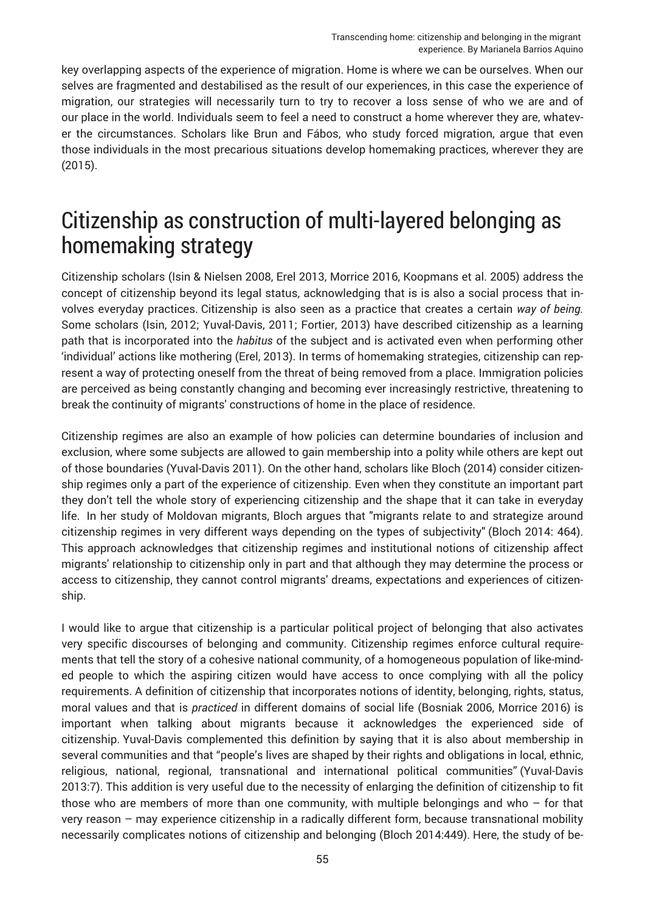key overlapping aspects of the experience of migration. Home is where we can be ourselves. When our selves are fragmented and destabilised as the result of our experiences, in this case the experience of migration, our strategies will necessarily turn to try to recover a loss sense of who we are and of our place in the world. Individuals seem to feel a need to construct a home wherever they are, whatever the circumstances. Scholars like Brun and Fábos, who study forced migration, argue that even those individuals in the most precarious situations develop homemaking practices, wherever they are (2015).

# Citizenship as construction of multi-layered belonging as homemaking strategy

Citizenship scholars (Isin & Nielsen 2008, Erel 2013, Morrice 2016, Koopmans et al. 2005) address the concept of citizenship beyond its legal status, acknowledging that is is also a social process that involves everyday practices. Citizenship is also seen as a practice that creates a certain *way of being.* Some scholars (Isin, 2012; Yuval-Davis, 2011; Fortier, 2013) have described citizenship as a learning path that is incorporated into the *habitus* of the subject and is activated even when performing other 'individual' actions like mothering (Erel, 2013). In terms of homemaking strategies, citizenship can represent a way of protecting oneself from the threat of being removed from a place. Immigration policies are perceived as being constantly changing and becoming ever increasingly restrictive, threatening to break the continuity of migrants' constructions of home in the place of residence.

Citizenship regimes are also an example of how policies can determine boundaries of inclusion and exclusion, where some subjects are allowed to gain membership into a polity while others are kept out of those boundaries (Yuval-Davis 2011). On the other hand, scholars like Bloch (2014) consider citizenship regimes only a part of the experience of citizenship. Even when they constitute an important part they don't tell the whole story of experiencing citizenship and the shape that it can take in everyday life. In her study of Moldovan migrants, Bloch argues that "migrants relate to and strategize around citizenship regimes in very different ways depending on the types of subjectivity" (Bloch 2014: 464). This approach acknowledges that citizenship regimes and institutional notions of citizenship affect migrants' relationship to citizenship only in part and that although they may determine the process or access to citizenship, they cannot control migrants' dreams, expectations and experiences of citizenship.

I would like to argue that citizenship is a particular political project of belonging that also activates very specific discourses of belonging and community. Citizenship regimes enforce cultural requirements that tell the story of a cohesive national community, of a homogeneous population of like-minded people to which the aspiring citizen would have access to once complying with all the policy requirements. A definition of citizenship that incorporates notions of identity, belonging, rights, status, moral values and that is *practiced* in different domains of social life (Bosniak 2006, Morrice 2016) is important when talking about migrants because it acknowledges the experienced side of citizenship. Yuval-Davis complemented this definition by saying that it is also about membership in several communities and that "people's lives are shaped by their rights and obligations in local, ethnic, religious, national, regional, transnational and international political communities" (Yuval-Davis 2013:7). This addition is very useful due to the necessity of enlarging the definition of citizenship to fit those who are members of more than one community, with multiple belongings and who – for that very reason – may experience citizenship in a radically different form, because transnational mobility necessarily complicates notions of citizenship and belonging (Bloch 2014:449). Here, the study of be-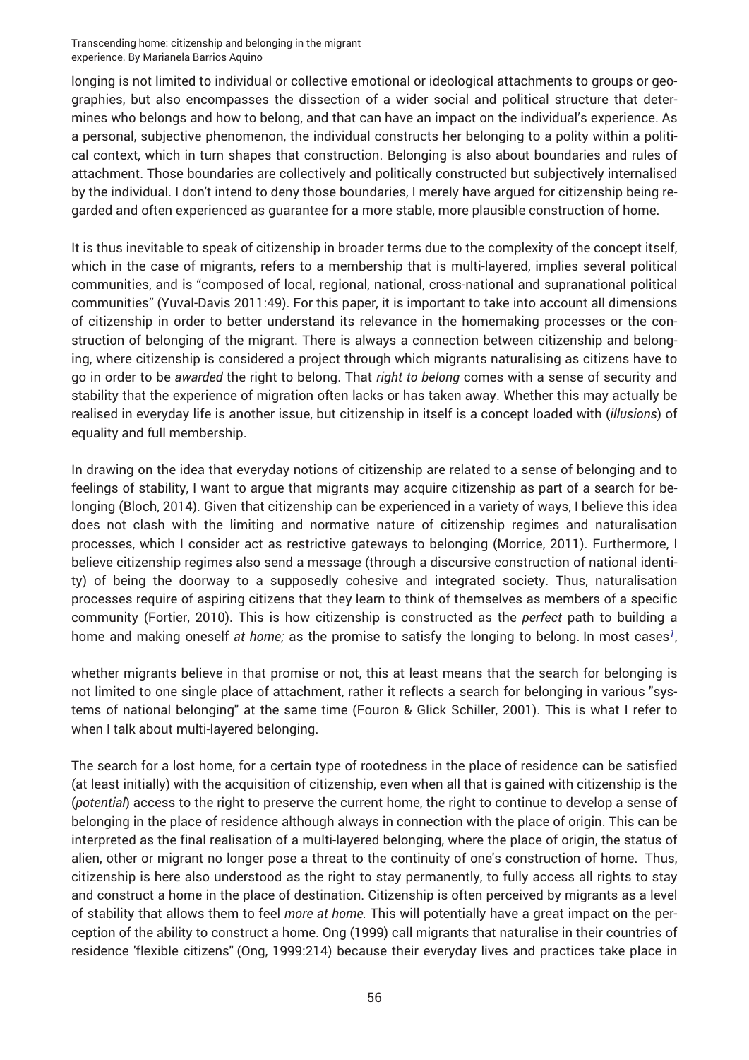longing is not limited to individual or collective emotional or ideological attachments to groups or geographies, but also encompasses the dissection of a wider social and political structure that determines who belongs and how to belong, and that can have an impact on the individual's experience. As a personal, subjective phenomenon, the individual constructs her belonging to a polity within a political context, which in turn shapes that construction. Belonging is also about boundaries and rules of attachment. Those boundaries are collectively and politically constructed but subjectively internalised by the individual. I don't intend to deny those boundaries, I merely have argued for citizenship being regarded and often experienced as guarantee for a more stable, more plausible construction of home.

It is thus inevitable to speak of citizenship in broader terms due to the complexity of the concept itself, which in the case of migrants, refers to a membership that is multi-layered, implies several political communities, and is "composed of local, regional, national, cross-national and supranational political communities" (Yuval-Davis 2011:49). For this paper, it is important to take into account all dimensions of citizenship in order to better understand its relevance in the homemaking processes or the construction of belonging of the migrant. There is always a connection between citizenship and belonging, where citizenship is considered a project through which migrants naturalising as citizens have to go in order to be *awarded* the right to belong. That *right to belong* comes with a sense of security and stability that the experience of migration often lacks or has taken away. Whether this may actually be realised in everyday life is another issue, but citizenship in itself is a concept loaded with (*illusions*) of equality and full membership.

In drawing on the idea that everyday notions of citizenship are related to a sense of belonging and to feelings of stability, I want to argue that migrants may acquire citizenship as part of a search for belonging (Bloch, 2014). Given that citizenship can be experienced in a variety of ways, I believe this idea does not clash with the limiting and normative nature of citizenship regimes and naturalisation processes, which I consider act as restrictive gateways to belonging (Morrice, 2011). Furthermore, I believe citizenship regimes also send a message (through a discursive construction of national identity) of being the doorway to a supposedly cohesive and integrated society. Thus, naturalisation processes require of aspiring citizens that they learn to think of themselves as members of a specific community (Fortier, 2010). This is how citizenship is constructed as the *perfect* path to building a home and making oneself *at home;* as the promise to satisfy the longing to belong. In most cases[7], whether migrants believe in that promise or not, this at least means that the search for belonging is not limited to one single place of attachment, rather it reflects a search for belonging in various "systems of national belonging" at the same time (Fouron & Glick Schiller, 2001). This is what I refer to when I talk about multi-layered belonging.

The search for a lost home, for a certain type of rootedness in the place of residence can be satisfied (at least initially) with the acquisition of citizenship, even when all that is gained with citizenship is the (*potential*) access to the right to preserve the current home, the right to continue to develop a sense of belonging in the place of residence although always in connection with the place of origin. This can be interpreted as the final realisation of a multi-layered belonging, where the place of origin, the status of alien, other or migrant no longer pose a threat to the continuity of one's construction of home. Thus, citizenship is here also understood as the right to stay permanently, to fully access all rights to stay and construct a home in the place of destination. Citizenship is often perceived by migrants as a level of stability that allows them to feel *more at home.* This will potentially have a great impact on the perception of the ability to construct a home. Ong (1999) call migrants that naturalise in their countries of residence 'flexible citizens" (Ong, 1999:214) because their everyday lives and practices take place in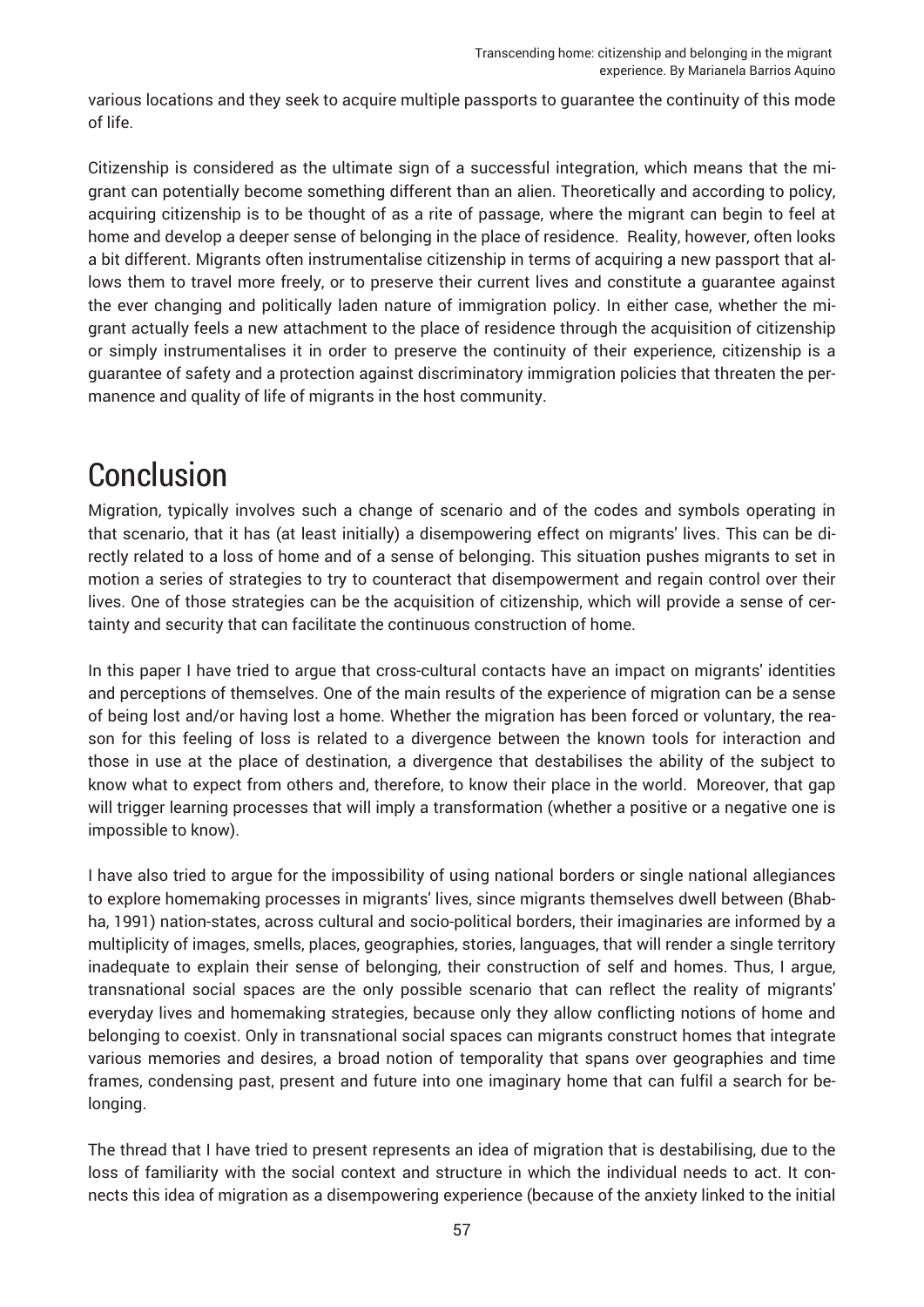various locations and they seek to acquire multiple passports to guarantee the continuity of this mode of life.

Citizenship is considered as the ultimate sign of a successful integration, which means that the migrant can potentially become something different than an alien. Theoretically and according to policy, acquiring citizenship is to be thought of as a rite of passage, where the migrant can begin to feel at home and develop a deeper sense of belonging in the place of residence. Reality, however, often looks a bit different. Migrants often instrumentalise citizenship in terms of acquiring a new passport that allows them to travel more freely, or to preserve their current lives and constitute a guarantee against the ever changing and politically laden nature of immigration policy. In either case, whether the migrant actually feels a new attachment to the place of residence through the acquisition of citizenship or simply instrumentalises it in order to preserve the continuity of their experience, citizenship is a guarantee of safety and a protection against discriminatory immigration policies that threaten the permanence and quality of life of migrants in the host community.

# Conclusion

Migration, typically involves such a change of scenario and of the codes and symbols operating in that scenario, that it has (at least initially) a disempowering effect on migrants' lives. This can be directly related to a loss of home and of a sense of belonging. This situation pushes migrants to set in motion a series of strategies to try to counteract that disempowerment and regain control over their lives. One of those strategies can be the acquisition of citizenship, which will provide a sense of certainty and security that can facilitate the continuous construction of home.

In this paper I have tried to argue that cross-cultural contacts have an impact on migrants' identities and perceptions of themselves. One of the main results of the experience of migration can be a sense of being lost and/or having lost a home. Whether the migration has been forced or voluntary, the reason for this feeling of loss is related to a divergence between the known tools for interaction and those in use at the place of destination, a divergence that destabilises the ability of the subject to know what to expect from others and, therefore, to know their place in the world. Moreover, that gap will trigger learning processes that will imply a transformation (whether a positive or a negative one is impossible to know).

I have also tried to argue for the impossibility of using national borders or single national allegiances to explore homemaking processes in migrants' lives, since migrants themselves dwell between (Bhabha, 1991) nation-states, across cultural and socio-political borders, their imaginaries are informed by a multiplicity of images, smells, places, geographies, stories, languages, that will render a single territory inadequate to explain their sense of belonging, their construction of self and homes. Thus, I argue, transnational social spaces are the only possible scenario that can reflect the reality of migrants' everyday lives and homemaking strategies, because only they allow conflicting notions of home and belonging to coexist. Only in transnational social spaces can migrants construct homes that integrate various memories and desires, a broad notion of temporality that spans over geographies and time frames, condensing past, present and future into one imaginary home that can fulfil a search for belonging.

The thread that I have tried to present represents an idea of migration that is destabilising, due to the loss of familiarity with the social context and structure in which the individual needs to act. It connects this idea of migration as a disempowering experience (because of the anxiety linked to the initial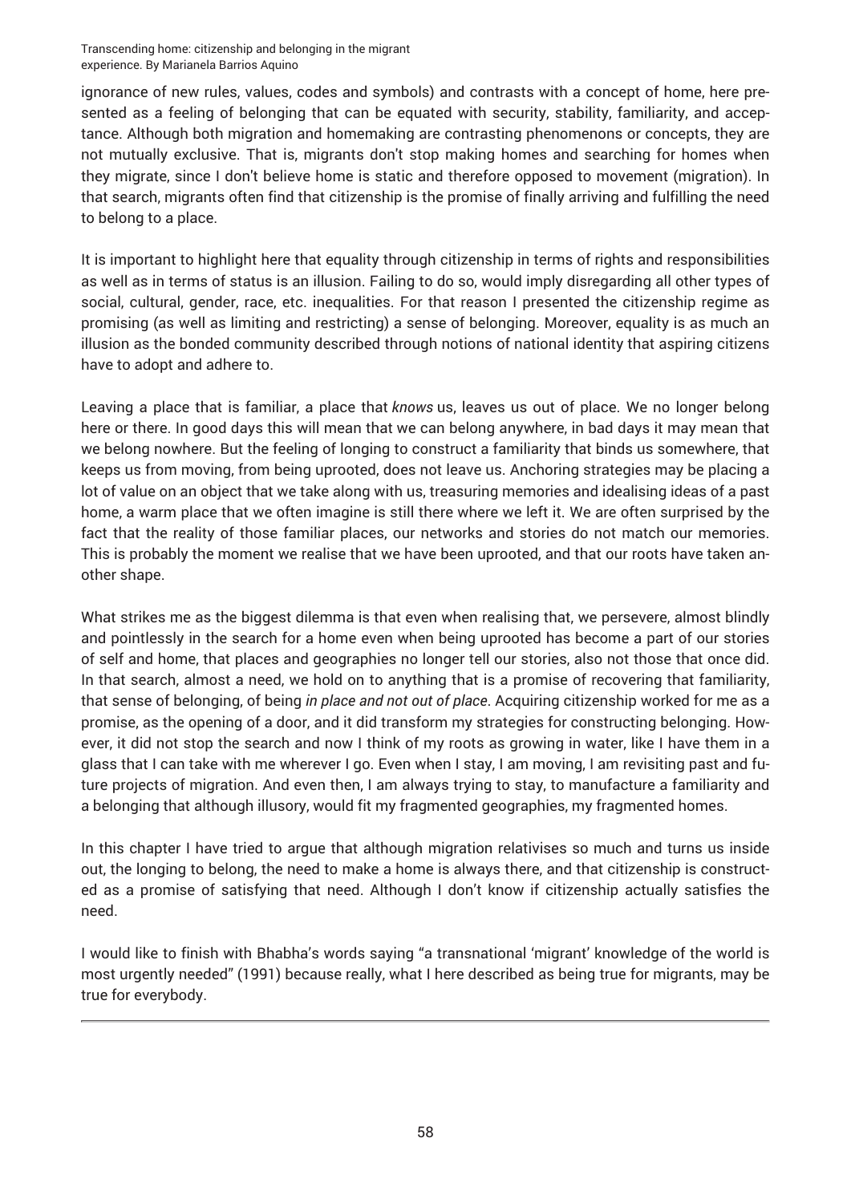ignorance of new rules, values, codes and symbols) and contrasts with a concept of home, here presented as a feeling of belonging that can be equated with security, stability, familiarity, and acceptance. Although both migration and homemaking are contrasting phenomenons or concepts, they are not mutually exclusive. That is, migrants don't stop making homes and searching for homes when they migrate, since I don't believe home is static and therefore opposed to movement (migration). In that search, migrants often find that citizenship is the promise of finally arriving and fulfilling the need to belong to a place.

It is important to highlight here that equality through citizenship in terms of rights and responsibilities as well as in terms of status is an illusion. Failing to do so, would imply disregarding all other types of social, cultural, gender, race, etc. inequalities. For that reason I presented the citizenship regime as promising (as well as limiting and restricting) a sense of belonging. Moreover, equality is as much an illusion as the bonded community described through notions of national identity that aspiring citizens have to adopt and adhere to.

Leaving a place that is familiar, a place that *knows* us, leaves us out of place. We no longer belong here or there. In good days this will mean that we can belong anywhere, in bad days it may mean that we belong nowhere. But the feeling of longing to construct a familiarity that binds us somewhere, that keeps us from moving, from being uprooted, does not leave us. Anchoring strategies may be placing a lot of value on an object that we take along with us, treasuring memories and idealising ideas of a past home, a warm place that we often imagine is still there where we left it. We are often surprised by the fact that the reality of those familiar places, our networks and stories do not match our memories. This is probably the moment we realise that we have been uprooted, and that our roots have taken another shape.

What strikes me as the biggest dilemma is that even when realising that, we persevere, almost blindly and pointlessly in the search for a home even when being uprooted has become a part of our stories of self and home, that places and geographies no longer tell our stories, also not those that once did. In that search, almost a need, we hold on to anything that is a promise of recovering that familiarity, that sense of belonging, of being *in place and not out of place*. Acquiring citizenship worked for me as a promise, as the opening of a door, and it did transform my strategies for constructing belonging. However, it did not stop the search and now I think of my roots as growing in water, like I have them in a glass that I can take with me wherever I go. Even when I stay, I am moving, I am revisiting past and future projects of migration. And even then, I am always trying to stay, to manufacture a familiarity and a belonging that although illusory, would fit my fragmented geographies, my fragmented homes.

In this chapter I have tried to argue that although migration relativises so much and turns us inside out, the longing to belong, the need to make a home is always there, and that citizenship is constructed as a promise of satisfying that need. Although I don't know if citizenship actually satisfies the need.

I would like to finish with Bhabha's words saying "a transnational 'migrant' knowledge of the world is most urgently needed" (1991) because really, what I here described as being true for migrants, may be true for everybody.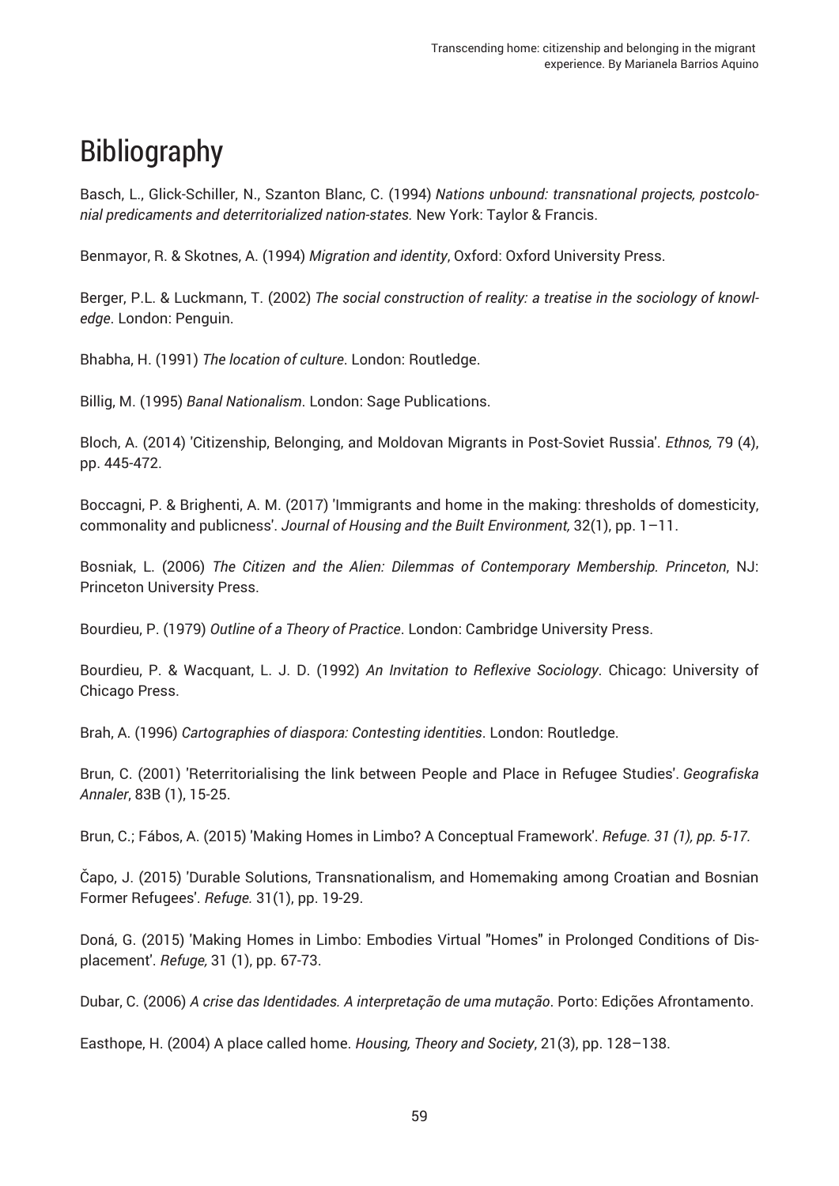# Bibliography

Basch, L., Glick-Schiller, N., Szanton Blanc, C. (1994) *Nations unbound: transnational projects, postcolonial predicaments and deterritorialized nation-states.* New York: Taylor & Francis.

Benmayor, R. & Skotnes, A. (1994) *Migration and identity*, Oxford: Oxford University Press.

Berger, P.L. & Luckmann, T. (2002) *The social construction of reality: a treatise in the sociology of knowledge*. London: Penguin.

Bhabha, H. (1991) *The location of culture*. London: Routledge.

Billig, M. (1995) *Banal Nationalism*. London: Sage Publications.

Bloch, A. (2014) 'Citizenship, Belonging, and Moldovan Migrants in Post-Soviet Russia'. *Ethnos,* 79 (4), pp. 445-472.

Boccagni, P. & Brighenti, A. M. (2017) 'Immigrants and home in the making: thresholds of domesticity, commonality and publicness'. *Journal of Housing and the Built Environment,* 32(1), pp. 1–11.

Bosniak, L. (2006) *The Citizen and the Alien: Dilemmas of Contemporary Membership. Princeton*, NJ: Princeton University Press.

Bourdieu, P. (1979) *Outline of a Theory of Practice*. London: Cambridge University Press.

Bourdieu, P. & Wacquant, L. J. D. (1992) *An Invitation to Reflexive Sociology*. Chicago: University of Chicago Press.

Brah, A. (1996) *Cartographies of diaspora: Contesting identities*. London: Routledge.

Brun, C. (2001) 'Reterritorialising the link between People and Place in Refugee Studies'. *Geografiska Annaler*, 83B (1), 15-25.

Brun, C.; Fábos, A. (2015) 'Making Homes in Limbo? A Conceptual Framework'. *Refuge. 31 (1), pp. 5-17.*

Čapo, J. (2015) 'Durable Solutions, Transnationalism, and Homemaking among Croatian and Bosnian Former Refugees'. *Refuge.* 31(1), pp. 19-29.

Doná, G. (2015) 'Making Homes in Limbo: Embodies Virtual "Homes" in Prolonged Conditions of Displacement'. *Refuge,* 31 (1), pp. 67-73.

Dubar, C. (2006) *A crise das Identidades. A interpretação de uma mutação*. Porto: Edições Afrontamento.

Easthope, H. (2004) A place called home. *Housing, Theory and Society*, 21(3), pp. 128–138.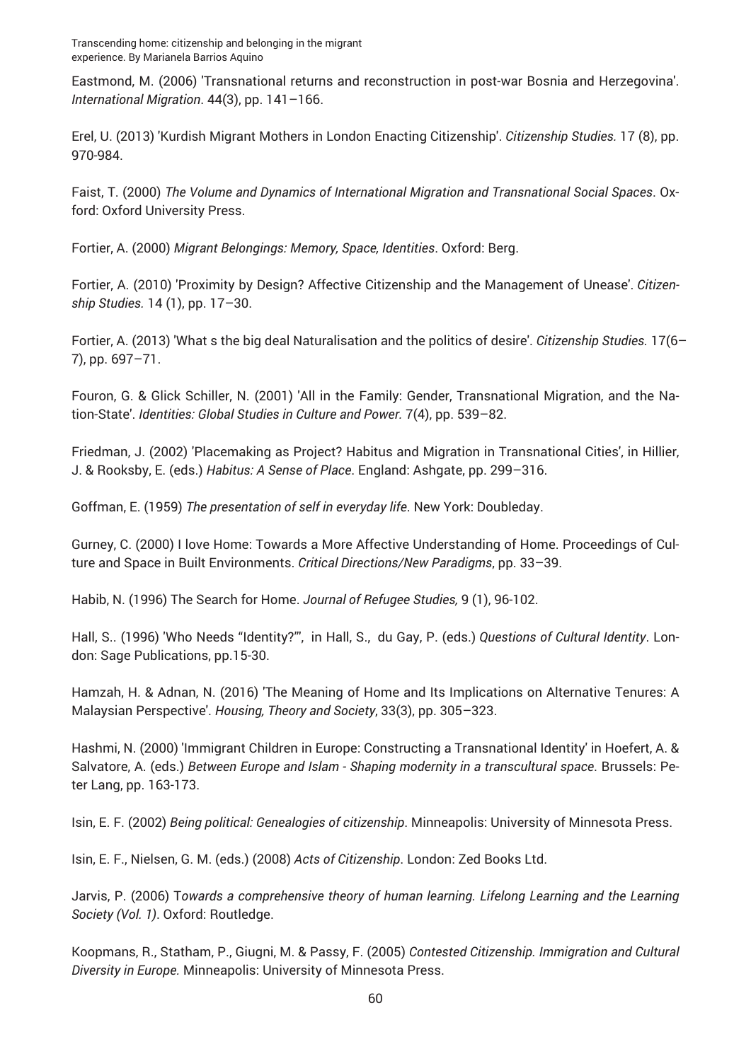Eastmond, M. (2006) 'Transnational returns and reconstruction in post-war Bosnia and Herzegovina'. *International Migration.* 44(3), pp. 141–166.

Erel, U. (2013) 'Kurdish Migrant Mothers in London Enacting Citizenship'. *Citizenship Studies.* 17 (8), pp. 970-984.

Faist, T. (2000) *The Volume and Dynamics of International Migration and Transnational Social Spaces*. Oxford: Oxford University Press.

Fortier, A. (2000) *Migrant Belongings: Memory, Space, Identities*. Oxford: Berg.

Fortier, A. (2010) 'Proximity by Design? Affective Citizenship and the Management of Unease'. *Citizenship Studies.* 14 (1), pp. 17–30.

Fortier, A. (2013) 'What s the big deal Naturalisation and the politics of desire'. *Citizenship Studies.* 17(6–7), pp. 697–71.

Fouron, G. & Glick Schiller, N. (2001) 'All in the Family: Gender, Transnational Migration, and the Nation-State'. *Identities: Global Studies in Culture and Power.* 7(4), pp. 539–82.

Friedman, J. (2002) 'Placemaking as Project? Habitus and Migration in Transnational Cities', in Hillier, J. & Rooksby, E. (eds.) *Habitus: A Sense of Place*. England: Ashgate, pp. 299–316.

Goffman, E. (1959) *The presentation of self in everyday life*. New York: Doubleday.

Gurney, C. (2000) I love Home: Towards a More Affective Understanding of Home. Proceedings of Culture and Space in Built Environments. *Critical Directions/New Paradigms*, pp. 33–39.

Habib, N. (1996) The Search for Home. *Journal of Refugee Studies,* 9 (1), 96-102.

Hall, S.. (1996) 'Who Needs "Identity?"', in Hall, S., du Gay, P. (eds.) *Questions of Cultural Identity*. London: Sage Publications, pp.15-30.

Hamzah, H. & Adnan, N. (2016) 'The Meaning of Home and Its Implications on Alternative Tenures: A Malaysian Perspective'. *Housing, Theory and Society*, 33(3), pp. 305–323.

Hashmi, N. (2000) 'Immigrant Children in Europe: Constructing a Transnational Identity' in Hoefert, A. & Salvatore, A. (eds.) *Between Europe and Islam - Shaping modernity in a transcultural space.* Brussels: Peter Lang, pp. 163-173.

Isin, E. F. (2002) *Being political: Genealogies of citizenship*. Minneapolis: University of Minnesota Press.

Isin, E. F., Nielsen, G. M. (eds.) (2008) *Acts of Citizenship*. London: Zed Books Ltd.

Jarvis, P. (2006) T*owards a comprehensive theory of human learning. Lifelong Learning and the Learning Society (Vol. 1)*. Oxford: Routledge.

Koopmans, R., Statham, P., Giugni, M. & Passy, F. (2005) *Contested Citizenship. Immigration and Cultural Diversity in Europe.* Minneapolis: University of Minnesota Press.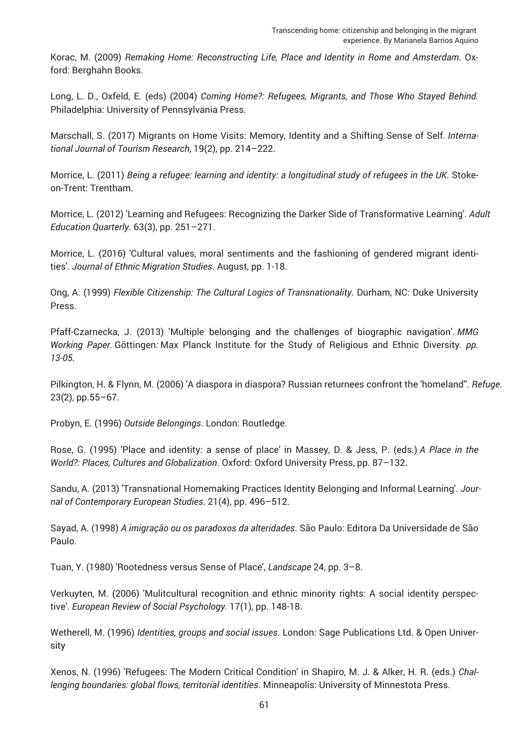Korac, M. (2009) *Remaking Home: Reconstructing Life, Place and Identity in Rome and Amsterdam*. Oxford: Berghahn Books.

Long, L. D., Oxfeld, E. (eds) (2004) *Coming Home?: Refugees, Migrants, and Those Who Stayed Behind.* Philadelphia: University of Pennsylvania Press.

Marschall, S. (2017) Migrants on Home Visits: Memory, Identity and a Shifting Sense of Self. *International Journal of Tourism Research*, 19(2), pp. 214–222.

Morrice, L. (2011) *Being a refugee: learning and identity: a longitudinal study of refugees in the UK*. Stoke-on-Trent: Trentham.

Morrice, L. (2012) 'Learning and Refugees: Recognizing the Darker Side of Transformative Learning'. *Adult Education Quarterly*. 63(3), pp. 251–271.

Morrice, L. (2016) 'Cultural values, moral sentiments and the fashioning of gendered migrant identities'. *Journal of Ethnic Migration Studies*. August, pp. 1-18.

Ong, A. (1999) *Flexible Citizenship: The Cultural Logics of Transnationality.* Durham, NC: Duke University Press.

Pfaff-Czarnecka, J. (2013) 'Multiple belonging and the challenges of biographic navigation'. *MMG Working Paper.* Göttingen*:* Max Planck Institute for the Study of Religious and Ethnic Diversity*. pp. 13-05.*

Pilkington, H. & Flynn, M. (2006) 'A diaspora in diaspora? Russian returnees confront the 'homeland''. *Refuge*. 23(2), pp.55–67.

Probyn, E. (1996) *Outside Belongings*. London: Routledge.

Rose, G. (1995) 'Place and identity: a sense of place' in Massey, D. & Jess, P. (eds.) *A Place in the World?: Places, Cultures and Globalization*. Oxford: Oxford University Press, pp. 87–132.

Sandu, A. (2013) 'Transnational Homemaking Practices Identity Belonging and Informal Learning'. *Journal of Contemporary European Studies*. 21(4), pp. 496–512.

Sayad, A. (1998) *A imigração ou os paradoxos da alteridades*. São Paulo: Editora Da Universidade de São Paulo.

Tuan, Y. (1980) 'Rootedness versus Sense of Place', *Landscape* 24, pp. 3–8.

Verkuyten, M. (2006) 'Mulitcultural recognition and ethnic minority rights: A social identity perspective'. *European Review of Social Psychology.* 17(1), pp. 148-18.

Wetherell, M. (1996) *Identities, groups and social issues*. London: Sage Publications Ltd. & Open University

Xenos, N. (1996) 'Refugees: The Modern Critical Condition' in Shapiro, M. J. & Alker, H. R. (eds.) *Challenging boundaries: global flows, territorial identities*. Minneapolis: University of Minnestota Press.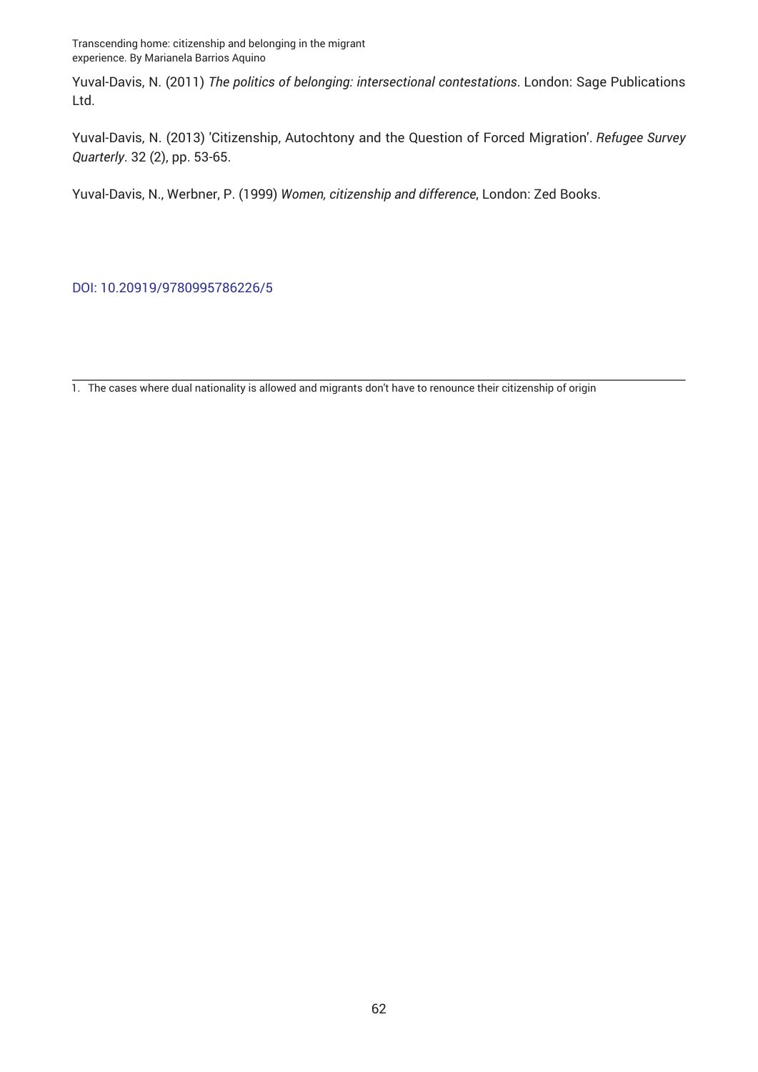Yuval-Davis, N. (2011) *The politics of belonging: intersectional contestations*. London: Sage Publications Ltd.

Yuval-Davis, N. (2013) 'Citizenship, Autochtony and the Question of Forced Migration'. *Refugee Survey Quarterly*. 32 (2), pp. 53-65.

Yuval-Davis, N., Werbner, P. (1999) *Women, citizenship and difference*, London: Zed Books.

DOI: 10.20919/9780995786226/5

---

1. The cases where dual nationality is allowed and migrants don't have to renounce their citizenship of origin